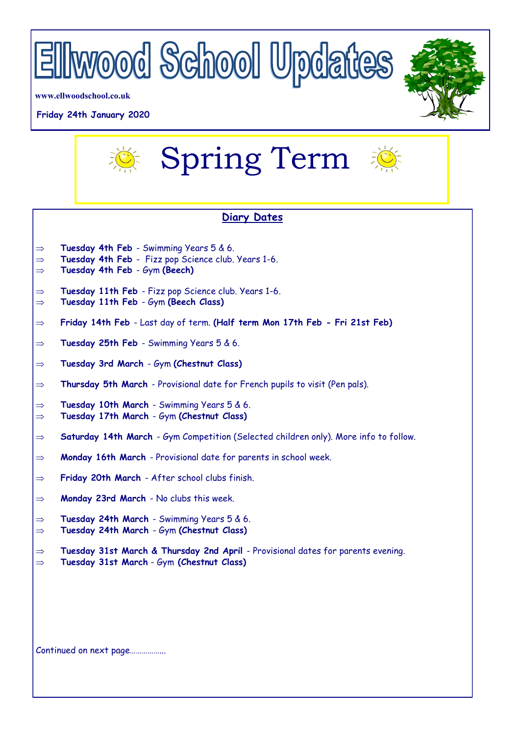# Ellwood School Updates

www.ellwoodschool.co.uk

**Friday 24th January 2020**

## Spring Term

### Diary Dates

- ⇒ **Tuesday 4th Feb** - Swimming Years 5 & 6.
- ⇒ **Tuesday 4th Feb** - Fizz pop Science club. Years 1-6.
- ⇒ **Tuesday 4th Feb** - Gym **(Beech)**

- ⇒ **Tuesday 11th Feb** - Fizz pop Science club. Years 1-6.
- ⇒ **Tuesday 11th Feb** - Gym **(Beech Class)**

- ⇒ **Friday 14th Feb** - Last day of term. **(Half term Mon 17th Feb - Fri 21st Feb)**

- ⇒ **Tuesday 25th Feb** - Swimming Years 5 & 6.

- ⇒ **Tuesday 3rd March** - Gym **(Chestnut Class)**

- ⇒ **Thursday 5th March** - Provisional date for French pupils to visit (Pen pals).

- ⇒ **Tuesday 10th March** - Swimming Years 5 & 6.
- ⇒ **Tuesday 17th March** - Gym **(Chestnut Class)**

- ⇒ **Saturday 14th March** - Gym Competition (Selected children only). More info to follow.

- ⇒ **Monday 16th March** - Provisional date for parents in school week.

- ⇒ **Friday 20th March** - After school clubs finish.

- ⇒ **Monday 23rd March** - No clubs this week.

- ⇒ **Tuesday 24th March** - Swimming Years 5 & 6.
- ⇒ **Tuesday 24th March** - Gym **(Chestnut Class)**

- ⇒ **Tuesday 31st March & Thursday 2nd April** - Provisional dates for parents evening.
- ⇒ **Tuesday 31st March** - Gym **(Chestnut Class)**

Continued on next page………………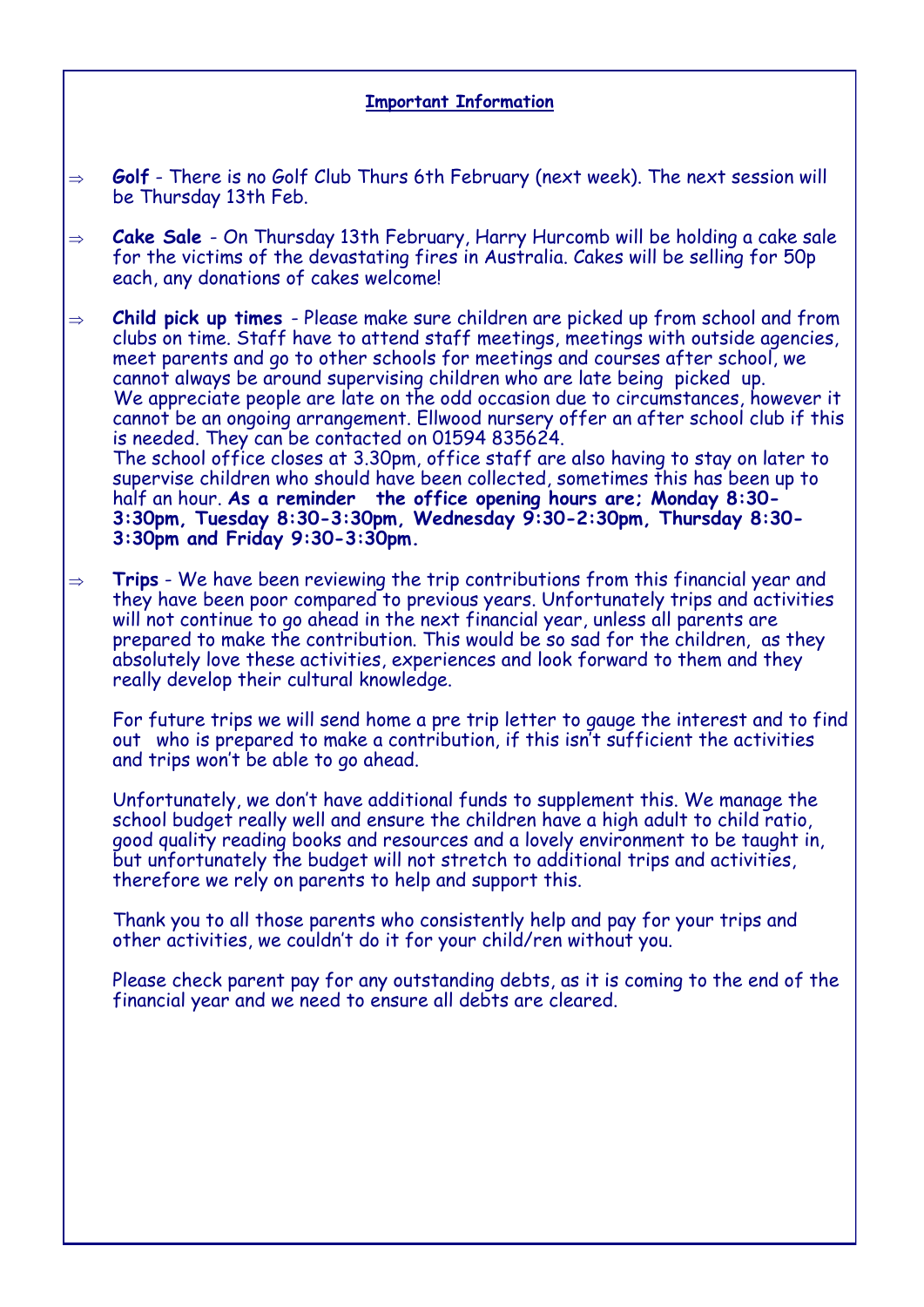**Important Information**

- **Golf** - There is no Golf Club Thurs 6th February (next week). The next session will be Thursday 13th Feb.

- **Cake Sale** - On Thursday 13th February, Harry Hurcomb will be holding a cake sale for the victims of the devastating fires in Australia. Cakes will be selling for 50p each, any donations of cakes welcome!

- **Child pick up times** - Please make sure children are picked up from school and from clubs on time. Staff have to attend staff meetings, meetings with outside agencies, meet parents and go to other schools for meetings and courses after school, we cannot always be around supervising children who are late being picked up.
  We appreciate people are late on the odd occasion due to circumstances, however it cannot be an ongoing arrangement. Ellwood nursery offer an after school club if this is needed. They can be contacted on 01594 835624.
  The school office closes at 3.30pm, office staff are also having to stay on later to supervise children who should have been collected, sometimes this has been up to half an hour. **As a reminder the office opening hours are; Monday 8:30-3:30pm, Tuesday 8:30-3:30pm, Wednesday 9:30-2:30pm, Thursday 8:30-3:30pm and Friday 9:30-3:30pm.**

- **Trips** - We have been reviewing the trip contributions from this financial year and they have been poor compared to previous years. Unfortunately trips and activities will not continue to go ahead in the next financial year, unless all parents are prepared to make the contribution. This would be so sad for the children, as they absolutely love these activities, experiences and look forward to them and they really develop their cultural knowledge.

  For future trips we will send home a pre trip letter to gauge the interest and to find out who is prepared to make a contribution, if this isn't sufficient the activities and trips won't be able to go ahead.

  Unfortunately, we don't have additional funds to supplement this. We manage the school budget really well and ensure the children have a high adult to child ratio, good quality reading books and resources and a lovely environment to be taught in, but unfortunately the budget will not stretch to additional trips and activities, therefore we rely on parents to help and support this.

  Thank you to all those parents who consistently help and pay for your trips and other activities, we couldn't do it for your child/ren without you.

  Please check parent pay for any outstanding debts, as it is coming to the end of the financial year and we need to ensure all debts are cleared.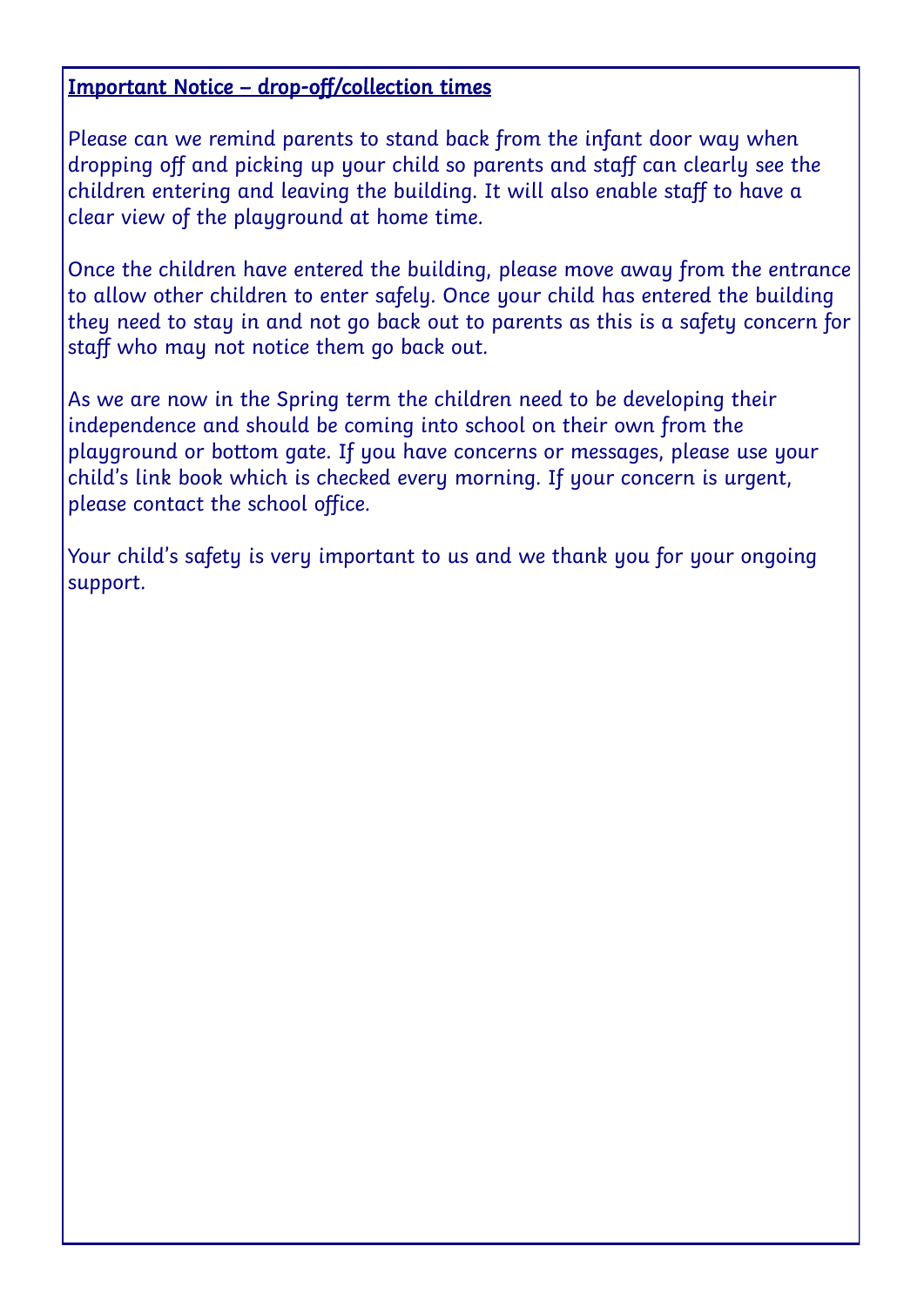## Important Notice – drop-off/collection times

Please can we remind parents to stand back from the infant door way when dropping off and picking up your child so parents and staff can clearly see the children entering and leaving the building. It will also enable staff to have a clear view of the playground at home time.

Once the children have entered the building, please move away from the entrance to allow other children to enter safely. Once your child has entered the building they need to stay in and not go back out to parents as this is a safety concern for staff who may not notice them go back out.

As we are now in the Spring term the children need to be developing their independence and should be coming into school on their own from the playground or bottom gate. If you have concerns or messages, please use your child's link book which is checked every morning. If your concern is urgent, please contact the school office.

Your child's safety is very important to us and we thank you for your ongoing support.